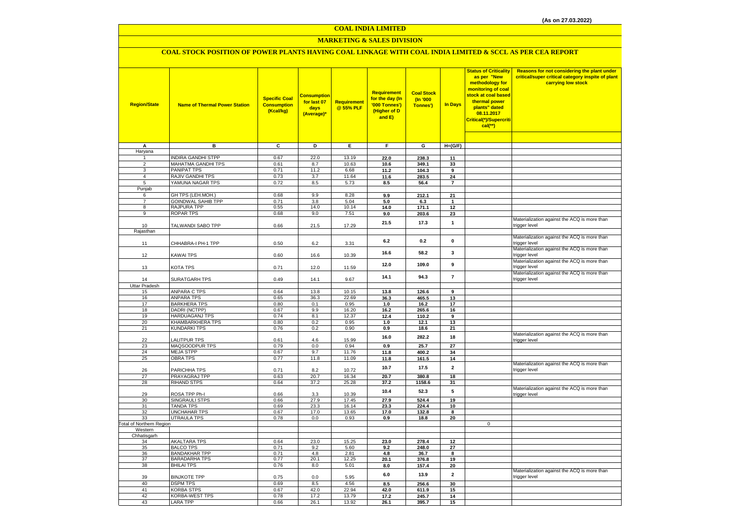(As on 27.03.2022)

# COAL INDIA LIMITED

## MARKETING & SALES DIVISION

### COAL STOCK POSITION OF POWER PLANTS HAVING COAL LINKAGE WITH COAL INDIA LIMITED & SCCL AS PER CEA REPORT

| Region/State | Name of Thermal Power Station | Specific Coal Consumption (Kcal/kg) | Consumption for last 07 days (Average)* | Requirement @ 55% PLF | Requirement for the day (In '000 Tonnes') (Higher of D and E) | Coal Stock (In '000 Tonnes') | In Days | Status of Criticality as per "New methodology for monitoring of coal stock at coal based thermal power plants" dated 08.11.2017 Critical(*)/Supercritical(**) | Reasons for not considering the plant under critical/super critical category inspite of plant carrying low stock |
|---|---|---|---|---|---|---|---|---|---|
| A | B | C | D | E | F | G | H=(G/F) | | |
| Haryana | | | | | | | | | |
| 1 | INDIRA GANDHI STPP | 0.67 | 22.0 | 13.19 | 22.0 | 238.3 | 11 | | |
| 2 | MAHATMA GANDHI TPS | 0.61 | 8.7 | 10.63 | 10.6 | 349.1 | 33 | | |
| 3 | PANIPAT TPS | 0.71 | 11.2 | 6.68 | 11.2 | 104.3 | 9 | | |
| 4 | RAJIV GANDHI TPS | 0.73 | 3.7 | 11.64 | 11.6 | 283.5 | 24 | | |
| 5 | YAMUNA NAGAR TPS | 0.72 | 8.5 | 5.73 | 8.5 | 56.4 | 7 | | |
| Punjab | | | | | | | | | |
| 6 | GH TPS (LEH.MOH.) | 0.68 | 9.9 | 8.28 | 9.9 | 212.1 | 21 | | |
| 7 | GOINDWAL SAHIB TPP | 0.71 | 3.8 | 5.04 | 5.0 | 6.3 | 1 | | |
| 8 | RAJPURA TPP | 0.55 | 14.0 | 10.14 | 14.0 | 171.1 | 12 | | |
| 9 | ROPAR TPS | 0.68 | 9.0 | 7.51 | 9.0 | 203.6 | 23 | | |
| 10 | TALWANDI SABO TPP | 0.66 | 21.5 | 17.29 | 21.5 | 17.3 | 1 | | Materialization against the ACQ is more than trigger level |
| Rajasthan | | | | | | | | | |
| 11 | CHHABRA-I PH-1 TPP | 0.50 | 6.2 | 3.31 | 6.2 | 0.2 | 0 | | Materialization against the ACQ is more than trigger level |
| 12 | KAWAI TPS | 0.60 | 16.6 | 10.39 | 16.6 | 58.2 | 3 | | Materialization against the ACQ is more than trigger level |
| 13 | KOTA TPS | 0.71 | 12.0 | 11.59 | 12.0 | 109.0 | 9 | | Materialization against the ACQ is more than trigger level |
| 14 | SURATGARH TPS | 0.49 | 14.1 | 9.67 | 14.1 | 94.3 | 7 | | Materialization against the ACQ is more than trigger level |
| Uttar Pradesh | | | | | | | | | |
| 15 | ANPARA C TPS | 0.64 | 13.8 | 10.15 | 13.8 | 126.6 | 9 | | |
| 16 | ANPARA TPS | 0.65 | 36.3 | 22.69 | 36.3 | 465.5 | 13 | | |
| 17 | BARKHERA TPS | 0.80 | 0.1 | 0.95 | 1.0 | 16.2 | 17 | | |
| 18 | DADRI (NCTPP) | 0.67 | 9.9 | 16.20 | 16.2 | 265.6 | 16 | | |
| 19 | HARDUAGANJ TPS | 0.74 | 8.1 | 12.37 | 12.4 | 110.2 | 9 | | |
| 20 | KHAMBARKHERA TPS | 0.80 | 0.2 | 0.95 | 1.0 | 12.1 | 13 | | |
| 21 | KUNDARKI TPS | 0.76 | 0.2 | 0.90 | 0.9 | 18.6 | 21 | | |
| 22 | LALITPUR TPS | 0.61 | 4.6 | 15.99 | 16.0 | 282.2 | 18 | | Materialization against the ACQ is more than trigger level |
| 23 | MAQSOODPUR TPS | 0.79 | 0.0 | 0.94 | 0.9 | 25.7 | 27 | | |
| 24 | MEJA STPP | 0.67 | 9.7 | 11.76 | 11.8 | 400.2 | 34 | | |
| 25 | OBRA TPS | 0.77 | 11.8 | 11.09 | 11.8 | 161.5 | 14 | | |
| 26 | PARICHHA TPS | 0.71 | 8.2 | 10.72 | 10.7 | 17.5 | 2 | | Materialization against the ACQ is more than trigger level |
| 27 | PRAYAGRAJ TPP | 0.63 | 20.7 | 16.34 | 20.7 | 380.8 | 18 | | |
| 28 | RIHAND STPS | 0.64 | 37.2 | 25.28 | 37.2 | 1158.6 | 31 | | |
| 29 | ROSA TPP Ph-I | 0.66 | 3.3 | 10.39 | 10.4 | 52.3 | 5 | | Materialization against the ACQ is more than trigger level |
| 30 | SINGRAULI STPS | 0.66 | 27.9 | 17.45 | 27.9 | 524.4 | 19 | | |
| 31 | TANDA TPS | 0.69 | 23.3 | 16.14 | 23.3 | 224.4 | 10 | | |
| 32 | UNCHAHAR TPS | 0.67 | 17.0 | 13.65 | 17.0 | 132.8 | 8 | | |
| 33 | UTRAULA TPS | 0.78 | 0.0 | 0.93 | 0.9 | 18.8 | 20 | | |
| Total of Northern Region | | | | | | | | 0 | |
| Western | | | | | | | | | |
| Chhatisgarh | | | | | | | | | |
| 34 | AKALTARA TPS | 0.64 | 23.0 | 15.25 | 23.0 | 278.4 | 12 | | |
| 35 | BALCO TPS | 0.71 | 9.2 | 5.60 | 9.2 | 248.0 | 27 | | |
| 36 | BANDAKHAR TPP | 0.71 | 4.8 | 2.81 | 4.8 | 36.7 | 8 | | |
| 37 | BARADARHA TPS | 0.77 | 20.1 | 12.25 | 20.1 | 376.8 | 19 | | |
| 38 | BHILAI TPS | 0.76 | 8.0 | 5.01 | 8.0 | 157.4 | 20 | | |
| 39 | BINJKOTE TPP | 0.75 | 0.0 | 5.95 | 6.0 | 13.9 | 2 | | Materialization against the ACQ is more than trigger level |
| 40 | DSPM TPS | 0.69 | 8.5 | 4.56 | 8.5 | 256.6 | 30 | | |
| 41 | KORBA STPS | 0.67 | 42.0 | 22.94 | 42.0 | 611.9 | 15 | | |
| 42 | KORBA-WEST TPS | 0.78 | 17.2 | 13.79 | 17.2 | 245.7 | 14 | | |
| 43 | LARA TPP | 0.66 | 26.1 | 13.92 | 26.1 | 395.7 | 15 | | |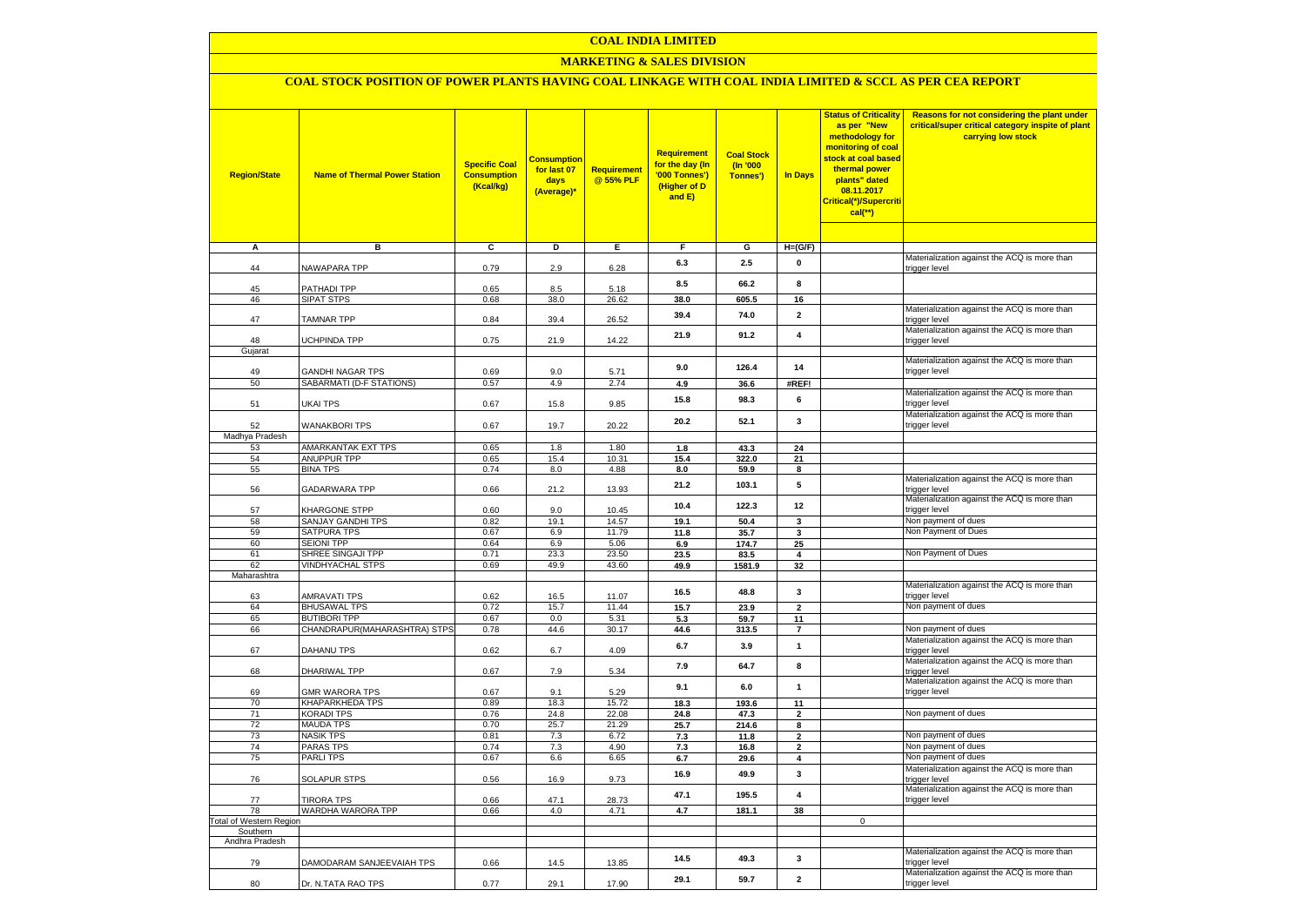# COAL INDIA LIMITED

## MARKETING & SALES DIVISION

### COAL STOCK POSITION OF POWER PLANTS HAVING COAL LINKAGE WITH COAL INDIA LIMITED & SCCL AS PER CEA REPORT

| Region/State | Name of Thermal Power Station | Specific Coal Consumption (Kcal/kg) | Consumption for last 07 days (Average)* | Requirement @ 55% PLF | Requirement for the day (In '000 Tonnes') (Higher of D and E) | Coal Stock (In '000 Tonnes') | In Days | Status of Criticality as per "New methodology for monitoring of coal stock at coal based thermal power plants" dated 08.11.2017 Critical(*)/Supercritical(**) | Reasons for not considering the plant under critical/super critical category inspite of plant carrying low stock |
|---|---|---|---|---|---|---|---|---|---|
| A | B | C | D | E | F | G | H=(G/F) | | |
| 44 | NAWAPARA TPP | 0.79 | 2.9 | 6.28 | 6.3 | 2.5 | 0 | | Materialization against the ACQ is more than trigger level |
| 45 | PATHADI TPP | 0.65 | 8.5 | 5.18 | 8.5 | 66.2 | 8 | | |
| 46 | SIPAT STPS | 0.68 | 38.0 | 26.62 | 38.0 | 605.5 | 16 | | |
| 47 | TAMNAR TPP | 0.84 | 39.4 | 26.52 | 39.4 | 74.0 | 2 | | Materialization against the ACQ is more than trigger level |
| 48 | UCHPINDA TPP | 0.75 | 21.9 | 14.22 | 21.9 | 91.2 | 4 | | Materialization against the ACQ is more than trigger level |
| Gujarat | | | | | | | | | |
| 49 | GANDHI NAGAR TPS | 0.69 | 9.0 | 5.71 | 9.0 | 126.4 | 14 | | Materialization against the ACQ is more than trigger level |
| 50 | SABARMATI (D-F STATIONS) | 0.57 | 4.9 | 2.74 | 4.9 | 36.6 | #REF! | | |
| 51 | UKAI TPS | 0.67 | 15.8 | 9.85 | 15.8 | 98.3 | 6 | | Materialization against the ACQ is more than trigger level |
| 52 | WANAKBORI TPS | 0.67 | 19.7 | 20.22 | 20.2 | 52.1 | 3 | | Materialization against the ACQ is more than trigger level |
| Madhya Pradesh | | | | | | | | | |
| 53 | AMARKANTAK EXT TPS | 0.65 | 1.8 | 1.80 | 1.8 | 43.3 | 24 | | |
| 54 | ANUPPUR TPP | 0.65 | 15.4 | 10.31 | 15.4 | 322.0 | 21 | | |
| 55 | BINA TPS | 0.74 | 8.0 | 4.88 | 8.0 | 59.9 | 8 | | |
| 56 | GADARWARA TPP | 0.66 | 21.2 | 13.93 | 21.2 | 103.1 | 5 | | Materialization against the ACQ is more than trigger level |
| 57 | KHARGONE STPP | 0.60 | 9.0 | 10.45 | 10.4 | 122.3 | 12 | | Materialization against the ACQ is more than trigger level |
| 58 | SANJAY GANDHI TPS | 0.82 | 19.1 | 14.57 | 19.1 | 50.4 | 3 | | Non payment of dues |
| 59 | SATPURA TPS | 0.67 | 6.9 | 11.79 | 11.8 | 35.7 | 3 | | Non Payment of Dues |
| 60 | SEIONI TPP | 0.64 | 6.9 | 5.06 | 6.9 | 174.7 | 25 | | |
| 61 | SHREE SINGAJI TPP | 0.71 | 23.3 | 23.50 | 23.5 | 83.5 | 4 | | Non Payment of Dues |
| 62 | VINDHYACHAL STPS | 0.69 | 49.9 | 43.60 | 49.9 | 1581.9 | 32 | | |
| Maharashtra | | | | | | | | | |
| 63 | AMRAVATI TPS | 0.62 | 16.5 | 11.07 | 16.5 | 48.8 | 3 | | Materialization against the ACQ is more than trigger level |
| 64 | BHUSAWAL TPS | 0.72 | 15.7 | 11.44 | 15.7 | 23.9 | 2 | | Non payment of dues |
| 65 | BUTIBORI TPP | 0.67 | 0.0 | 5.31 | 5.3 | 59.7 | 11 | | |
| 66 | CHANDRAPUR(MAHARASHTRA) STPS | 0.78 | 44.6 | 30.17 | 44.6 | 313.5 | 7 | | Non payment of dues |
| 67 | DAHANU TPS | 0.62 | 6.7 | 4.09 | 6.7 | 3.9 | 1 | | Materialization against the ACQ is more than trigger level |
| 68 | DHARIWAL TPP | 0.67 | 7.9 | 5.34 | 7.9 | 64.7 | 8 | | Materialization against the ACQ is more than trigger level |
| 69 | GMR WARORA TPS | 0.67 | 9.1 | 5.29 | 9.1 | 6.0 | 1 | | Materialization against the ACQ is more than trigger level |
| 70 | KHAPARKHEDA TPS | 0.89 | 18.3 | 15.72 | 18.3 | 193.6 | 11 | | |
| 71 | KORADI TPS | 0.76 | 24.8 | 22.08 | 24.8 | 47.3 | 2 | | Non payment of dues |
| 72 | MAUDA TPS | 0.70 | 25.7 | 21.29 | 25.7 | 214.6 | 8 | | |
| 73 | NASIK TPS | 0.81 | 7.3 | 6.72 | 7.3 | 11.8 | 2 | | Non payment of dues |
| 74 | PARAS TPS | 0.74 | 7.3 | 4.90 | 7.3 | 16.8 | 2 | | Non payment of dues |
| 75 | PARLI TPS | 0.67 | 6.6 | 6.65 | 6.7 | 29.6 | 4 | | Non payment of dues |
| 76 | SOLAPUR STPS | 0.56 | 16.9 | 9.73 | 16.9 | 49.9 | 3 | | Materialization against the ACQ is more than trigger level |
| 77 | TIRORA TPS | 0.66 | 47.1 | 28.73 | 47.1 | 195.5 | 4 | | Materialization against the ACQ is more than trigger level |
| 78 | WARDHA WARORA TPP | 0.66 | 4.0 | 4.71 | 4.7 | 181.1 | 38 | | |
| Total of Western Region | | | | | | | | 0 | |
| Southern | | | | | | | | | |
| Andhra Pradesh | | | | | | | | | |
| 79 | DAMODARAM SANJEEVAIAH TPS | 0.66 | 14.5 | 13.85 | 14.5 | 49.3 | 3 | | Materialization against the ACQ is more than trigger level |
| 80 | Dr. N.TATA RAO TPS | 0.77 | 29.1 | 17.90 | 29.1 | 59.7 | 2 | | Materialization against the ACQ is more than trigger level |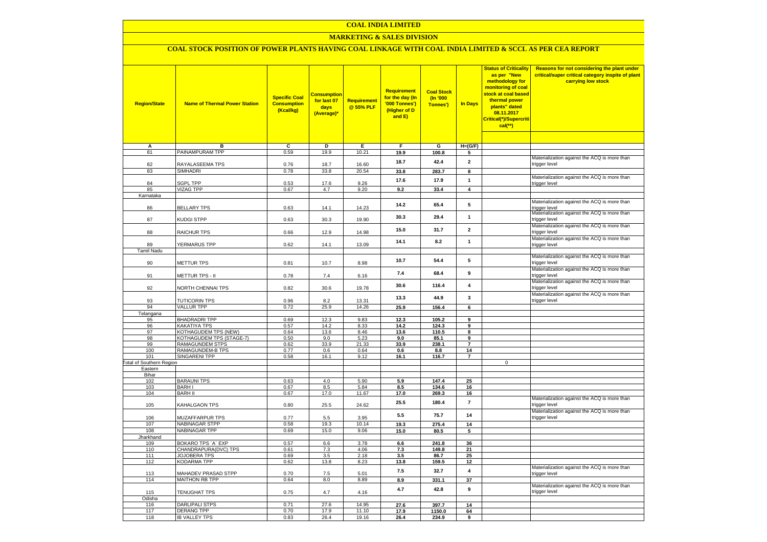# COAL INDIA LIMITED

## MARKETING & SALES DIVISION

### COAL STOCK POSITION OF POWER PLANTS HAVING COAL LINKAGE WITH COAL INDIA LIMITED & SCCL AS PER CEA REPORT

| Region/State | Name of Thermal Power Station | Specific Coal Consumption (Kcal/kg) | Consumption for last 07 days (Average)* | Requirement @ 55% PLF | Requirement for the day (In '000 Tonnes') (Higher of D and E) | Coal Stock (In '000 Tonnes') | In Days | Status of Criticality as per "New methodology for monitoring of coal stock at coal based thermal power plants" dated 08.11.2017 Critical(*)/Supercritical(**) | Reasons for not considering the plant under critical/super critical category inspite of plant carrying low stock |
|---|---|---|---|---|---|---|---|---|---|
| A | B | C | D | E | F | G | H=(G/F) | | |
| 81 | PAINAMPURAM TPP | 0.59 | 19.9 | 10.21 | 19.9 | 100.8 | 5 | | |
| 82 | RAYALASEEMA TPS | 0.76 | 18.7 | 16.60 | 18.7 | 42.4 | 2 | | Materialization against the ACQ is more than trigger level |
| 83 | SIMHADRI | 0.78 | 33.8 | 20.54 | 33.8 | 283.7 | 8 | | |
| 84 | SGPL TPP | 0.53 | 17.6 | 9.26 | 17.6 | 17.9 | 1 | | Materialization against the ACQ is more than trigger level |
| 85 | VIZAG TPP | 0.67 | 4.7 | 9.20 | 9.2 | 33.4 | 4 | | |
| Karnataka | | | | | | | | | |
| 86 | BELLARY TPS | 0.63 | 14.1 | 14.23 | 14.2 | 65.4 | 5 | | Materialization against the ACQ is more than trigger level |
| 87 | KUDGI STPP | 0.63 | 30.3 | 19.90 | 30.3 | 29.4 | 1 | | Materialization against the ACQ is more than trigger level |
| 88 | RAICHUR TPS | 0.66 | 12.9 | 14.98 | 15.0 | 31.7 | 2 | | Materialization against the ACQ is more than trigger level |
| 89 | YERMARUS TPP | 0.62 | 14.1 | 13.09 | 14.1 | 8.2 | 1 | | Materialization against the ACQ is more than trigger level |
| Tamil Nadu | | | | | | | | | |
| 90 | METTUR TPS | 0.81 | 10.7 | 8.98 | 10.7 | 54.4 | 5 | | Materialization against the ACQ is more than trigger level |
| 91 | METTUR TPS - II | 0.78 | 7.4 | 6.16 | 7.4 | 68.4 | 9 | | Materialization against the ACQ is more than trigger level |
| 92 | NORTH CHENNAI TPS | 0.82 | 30.6 | 19.78 | 30.6 | 116.4 | 4 | | Materialization against the ACQ is more than trigger level |
| 93 | TUTICORIN TPS | 0.96 | 8.2 | 13.31 | 13.3 | 44.9 | 3 | | Materialization against the ACQ is more than trigger level |
| 94 | VALLUR TPP | 0.72 | 25.9 | 14.26 | 25.9 | 156.4 | 6 | | |
| Telangana | | | | | | | | | |
| 95 | BHADRADRI TPP | 0.69 | 12.3 | 9.83 | 12.3 | 105.2 | 9 | | |
| 96 | KAKATIYA TPS | 0.57 | 14.2 | 8.33 | 14.2 | 124.3 | 9 | | |
| 97 | KOTHAGUDEM TPS (NEW) | 0.64 | 13.6 | 8.46 | 13.6 | 110.5 | 8 | | |
| 98 | KOTHAGUDEM TPS (STAGE-7) | 0.50 | 9.0 | 5.23 | 9.0 | 85.1 | 9 | | |
| 99 | RAMAGUNDEM STPS | 0.62 | 33.9 | 21.33 | 33.9 | 238.1 | 7 | | |
| 100 | RAMAGUNDEM-B TPS | 0.77 | 0.6 | 0.64 | 0.6 | 8.8 | 14 | | |
| 101 | SINGARENI TPP | 0.58 | 16.1 | 9.12 | 16.1 | 116.7 | 7 | | |
| Total of Southern Region | | | | | | | | 0 | |
| Eastern | | | | | | | | | |
| Bihar | | | | | | | | | |
| 102 | BARAUNI TPS | 0.63 | 4.0 | 5.90 | 5.9 | 147.4 | 25 | | |
| 103 | BARH I | 0.67 | 8.5 | 5.84 | 8.5 | 134.6 | 16 | | |
| 104 | BARH II | 0.67 | 17.0 | 11.67 | 17.0 | 269.3 | 16 | | |
| 105 | KAHALGAON TPS | 0.80 | 25.5 | 24.62 | 25.5 | 180.4 | 7 | | Materialization against the ACQ is more than trigger level |
| 106 | MUZAFFARPUR TPS | 0.77 | 5.5 | 3.95 | 5.5 | 75.7 | 14 | | Materialization against the ACQ is more than trigger level |
| 107 | NABINAGAR STPP | 0.58 | 19.3 | 10.14 | 19.3 | 275.4 | 14 | | |
| 108 | NABINAGAR TPP | 0.69 | 15.0 | 9.06 | 15.0 | 80.5 | 5 | | |
| Jharkhand | | | | | | | | | |
| 109 | BOKARO TPS `A` EXP | 0.57 | 6.6 | 3.78 | 6.6 | 241.8 | 36 | | |
| 110 | CHANDRAPURA(DVC) TPS | 0.61 | 7.3 | 4.06 | 7.3 | 149.8 | 21 | | |
| 111 | JOJOBERA TPS | 0.69 | 3.5 | 2.18 | 3.5 | 86.7 | 25 | | |
| 112 | KODARMA TPP | 0.62 | 13.8 | 8.23 | 13.8 | 159.5 | 12 | | |
| 113 | MAHADEV PRASAD STPP | 0.70 | 7.5 | 5.01 | 7.5 | 32.7 | 4 | | Materialization against the ACQ is more than trigger level |
| 114 | MAITHON RB TPP | 0.64 | 8.0 | 8.89 | 8.9 | 331.1 | 37 | | |
| 115 | TENUGHAT TPS | 0.75 | 4.7 | 4.16 | 4.7 | 42.8 | 9 | | Materialization against the ACQ is more than trigger level |
| Odisha | | | | | | | | | |
| 116 | DARLIPALI STPS | 0.71 | 27.6 | 14.95 | 27.6 | 397.7 | 14 | | |
| 117 | DERANG TPP | 0.70 | 17.9 | 11.10 | 17.9 | 1150.0 | 64 | | |
| 118 | IB VALLEY TPS | 0.83 | 26.4 | 19.16 | 26.4 | 234.9 | 9 | | |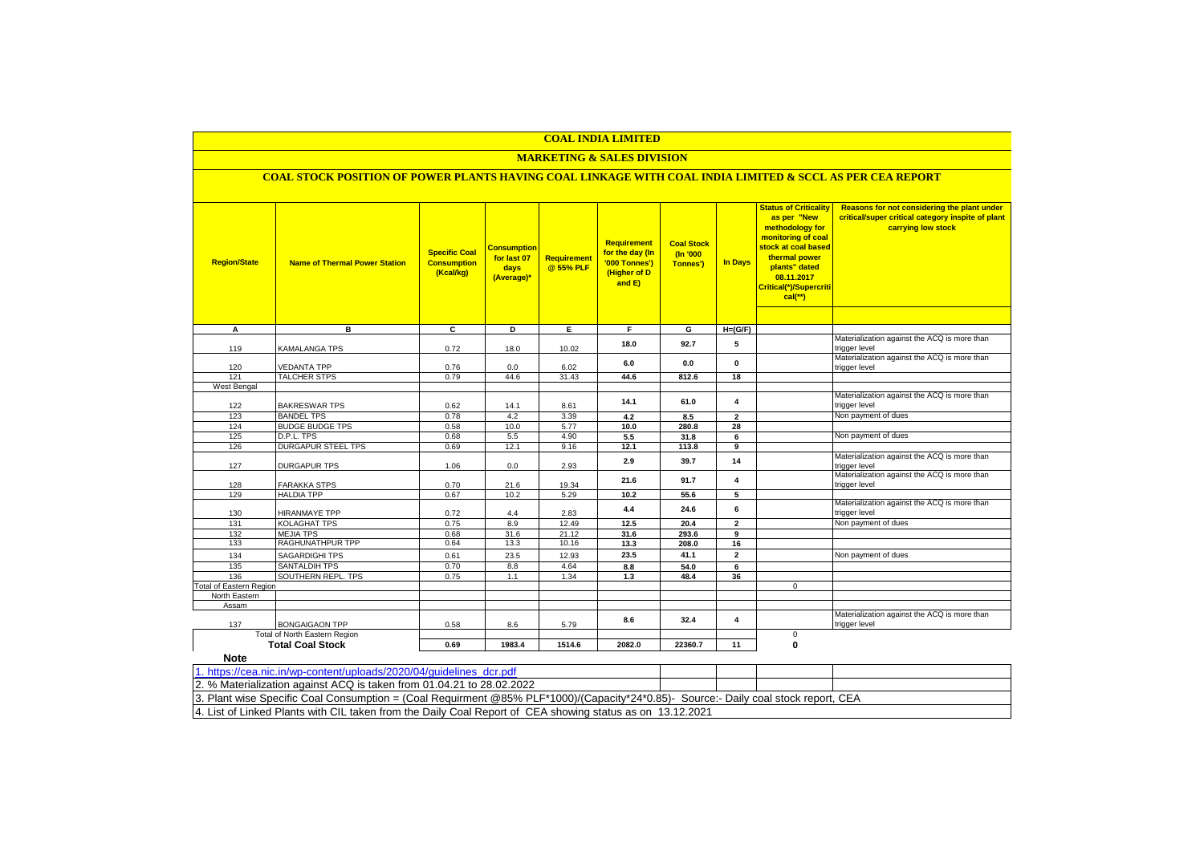# COAL INDIA LIMITED

## MARKETING & SALES DIVISION

### COAL STOCK POSITION OF POWER PLANTS HAVING COAL LINKAGE WITH COAL INDIA LIMITED & SCCL AS PER CEA REPORT

| Region/State | Name of Thermal Power Station | Specific Coal Consumption (Kcal/kg) | Consumption for last 07 days (Average)* | Requirement @ 55% PLF | Requirement for the day (In '000 Tonnes') (Higher of D and E) | Coal Stock (In '000 Tonnes') | In Days | Status of Criticality as per "New methodology for monitoring of coal stock at coal based thermal power plants" dated 08.11.2017 Critical(*)/Supercritical(**) | Reasons for not considering the plant under critical/super critical category inspite of plant carrying low stock |
|---|---|---|---|---|---|---|---|---|---|
| A | B | C | D | E | F | G | H=(G/F) | | |
| 119 | KAMALANGA TPS | 0.72 | 18.0 | 10.02 | 18.0 | 92.7 | 5 | | Materialization against the ACQ is more than trigger level |
| 120 | VEDANTA TPP | 0.76 | 0.0 | 6.02 | 6.0 | 0.0 | 0 | | Materialization against the ACQ is more than trigger level |
| 121 | TALCHER STPS | 0.79 | 44.6 | 31.43 | 44.6 | 812.6 | 18 | | |
| West Bengal | | | | | | | | | |
| 122 | BAKRESWAR TPS | 0.62 | 14.1 | 8.61 | 14.1 | 61.0 | 4 | | Materialization against the ACQ is more than trigger level |
| 123 | BANDEL TPS | 0.78 | 4.2 | 3.39 | 4.2 | 8.5 | 2 | | Non payment of dues |
| 124 | BUDGE BUDGE TPS | 0.58 | 10.0 | 5.77 | 10.0 | 280.8 | 28 | | |
| 125 | D.P.L. TPS | 0.68 | 5.5 | 4.90 | 5.5 | 31.8 | 6 | | Non payment of dues |
| 126 | DURGAPUR STEEL TPS | 0.69 | 12.1 | 9.16 | 12.1 | 113.8 | 9 | | |
| 127 | DURGAPUR TPS | 1.06 | 0.0 | 2.93 | 2.9 | 39.7 | 14 | | Materialization against the ACQ is more than trigger level |
| 128 | FARAKKA STPS | 0.70 | 21.6 | 19.34 | 21.6 | 91.7 | 4 | | Materialization against the ACQ is more than trigger level |
| 129 | HALDIA TPP | 0.67 | 10.2 | 5.29 | 10.2 | 55.6 | 5 | | |
| 130 | HIRANMAYE TPP | 0.72 | 4.4 | 2.83 | 4.4 | 24.6 | 6 | | Materialization against the ACQ is more than trigger level |
| 131 | KOLAGHAT TPS | 0.75 | 8.9 | 12.49 | 12.5 | 20.4 | 2 | | Non payment of dues |
| 132 | MEJIA TPS | 0.68 | 31.6 | 21.12 | 31.6 | 293.6 | 9 | | |
| 133 | RAGHUNATHPUR TPP | 0.64 | 13.3 | 10.16 | 13.3 | 208.0 | 16 | | |
| 134 | SAGARDIGHI TPS | 0.61 | 23.5 | 12.93 | 23.5 | 41.1 | 2 | | Non payment of dues |
| 135 | SANTALDIH TPS | 0.70 | 8.8 | 4.64 | 8.8 | 54.0 | 6 | | |
| 136 | SOUTHERN REPL. TPS | 0.75 | 1.1 | 1.34 | 1.3 | 48.4 | 36 | | |
| Total of Eastern Region | | | | | | | | 0 | |
| North Eastern | | | | | | | | | |
| Assam | | | | | | | | | |
| 137 | BONGAIGAON TPP | 0.58 | 8.6 | 5.79 | 8.6 | 32.4 | 4 | | Materialization against the ACQ is more than trigger level |
| Total of North Eastern Region | | | | | | | | 0 | |
| Total Coal Stock | | 0.69 | 1983.4 | 1514.6 | 2082.0 | 22360.7 | 11 | 0 | |

**Note**

1. https://cea.nic.in/wp-content/uploads/2020/04/guidelines_dcr.pdf
2. % Materialization against ACQ is taken from 01.04.21 to 28.02.2022
3. Plant wise Specific Coal Consumption = (Coal Requirment @85% PLF*1000)/(Capacity*24*0.85)- Source:- Daily coal stock report, CEA
4. List of Linked Plants with CIL taken from the Daily Coal Report of CEA showing status as on 13.12.2021